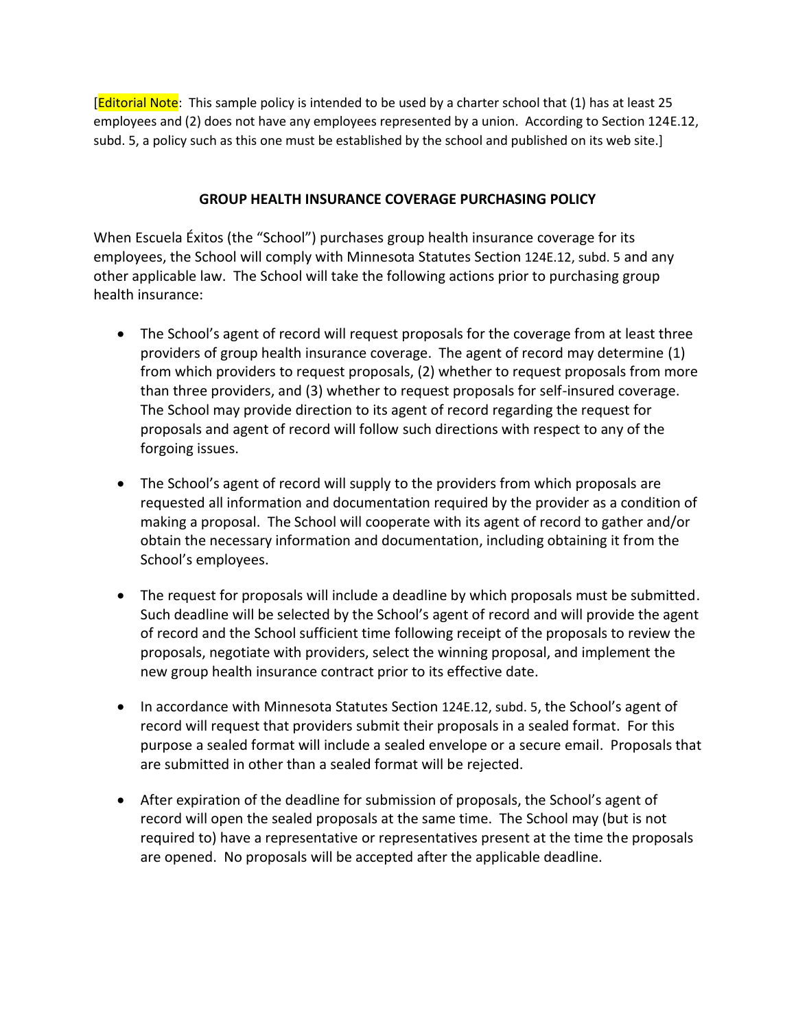[Editorial Note: This sample policy is intended to be used by a charter school that (1) has at least 25 employees and (2) does not have any employees represented by a union. According to Section 124E.12, subd. 5, a policy such as this one must be established by the school and published on its web site.]

## GROUP HEALTH INSURANCE COVERAGE PURCHASING POLICY

When Escuela Éxitos (the "School") purchases group health insurance coverage for its employees, the School will comply with Minnesota Statutes Section 124E.12, subd. 5 and any other applicable law. The School will take the following actions prior to purchasing group health insurance:

- The School's agent of record will request proposals for the coverage from at least three providers of group health insurance coverage. The agent of record may determine (1) from which providers to request proposals, (2) whether to request proposals from more than three providers, and (3) whether to request proposals for self-insured coverage. The School may provide direction to its agent of record regarding the request for proposals and agent of record will follow such directions with respect to any of the forgoing issues.

- The School's agent of record will supply to the providers from which proposals are requested all information and documentation required by the provider as a condition of making a proposal. The School will cooperate with its agent of record to gather and/or obtain the necessary information and documentation, including obtaining it from the School's employees.

- The request for proposals will include a deadline by which proposals must be submitted. Such deadline will be selected by the School's agent of record and will provide the agent of record and the School sufficient time following receipt of the proposals to review the proposals, negotiate with providers, select the winning proposal, and implement the new group health insurance contract prior to its effective date.

- In accordance with Minnesota Statutes Section 124E.12, subd. 5, the School's agent of record will request that providers submit their proposals in a sealed format. For this purpose a sealed format will include a sealed envelope or a secure email. Proposals that are submitted in other than a sealed format will be rejected.

- After expiration of the deadline for submission of proposals, the School's agent of record will open the sealed proposals at the same time. The School may (but is not required to) have a representative or representatives present at the time the proposals are opened. No proposals will be accepted after the applicable deadline.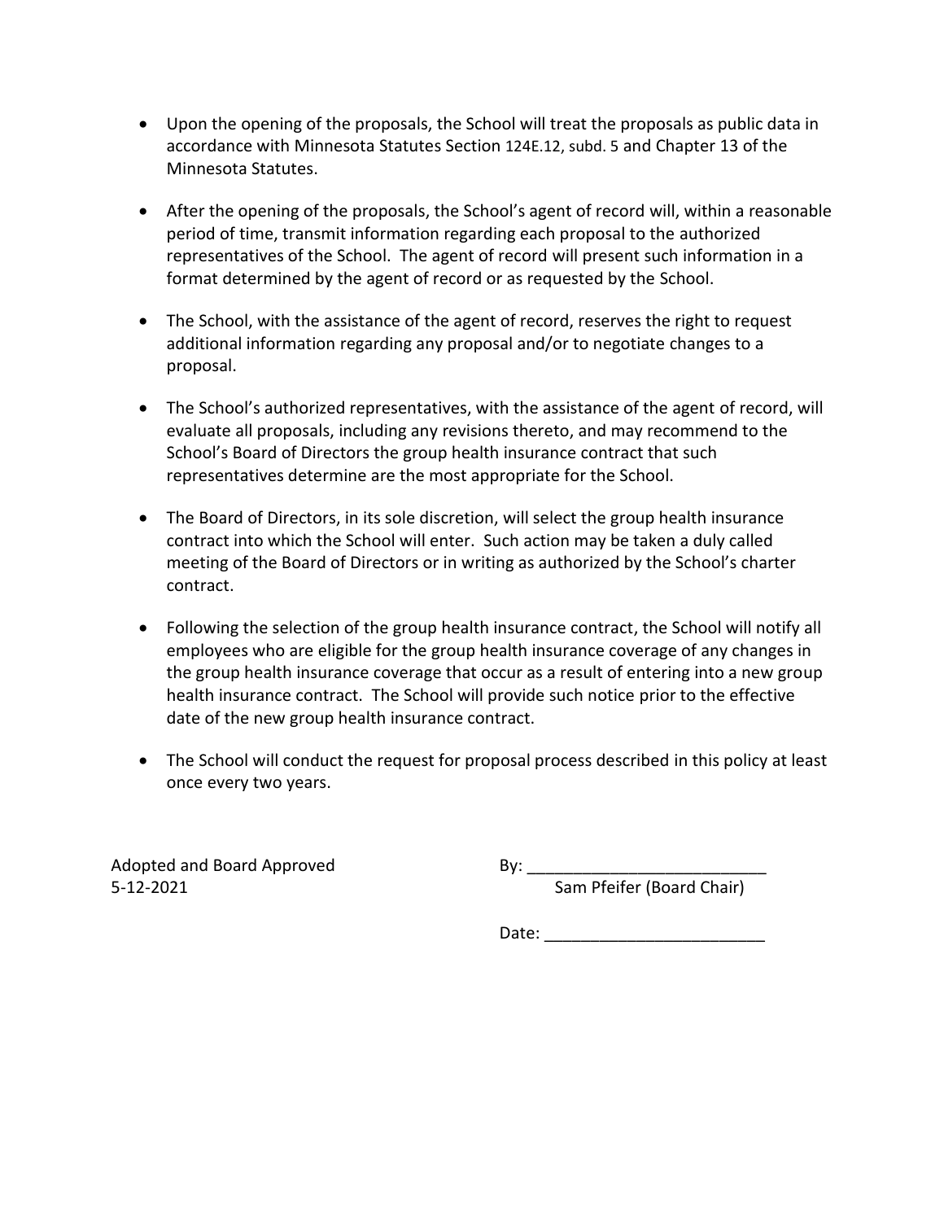- Upon the opening of the proposals, the School will treat the proposals as public data in accordance with Minnesota Statutes Section 124E.12, subd. 5 and Chapter 13 of the Minnesota Statutes.

- After the opening of the proposals, the School's agent of record will, within a reasonable period of time, transmit information regarding each proposal to the authorized representatives of the School. The agent of record will present such information in a format determined by the agent of record or as requested by the School.

- The School, with the assistance of the agent of record, reserves the right to request additional information regarding any proposal and/or to negotiate changes to a proposal.

- The School's authorized representatives, with the assistance of the agent of record, will evaluate all proposals, including any revisions thereto, and may recommend to the School's Board of Directors the group health insurance contract that such representatives determine are the most appropriate for the School.

- The Board of Directors, in its sole discretion, will select the group health insurance contract into which the School will enter. Such action may be taken a duly called meeting of the Board of Directors or in writing as authorized by the School's charter contract.

- Following the selection of the group health insurance contract, the School will notify all employees who are eligible for the group health insurance coverage of any changes in the group health insurance coverage that occur as a result of entering into a new group health insurance contract. The School will provide such notice prior to the effective date of the new group health insurance contract.

- The School will conduct the request for proposal process described in this policy at least once every two years.

Adopted and Board Approved
5-12-2021

By: ___________________________
Sam Pfeifer (Board Chair)

Date: _________________________